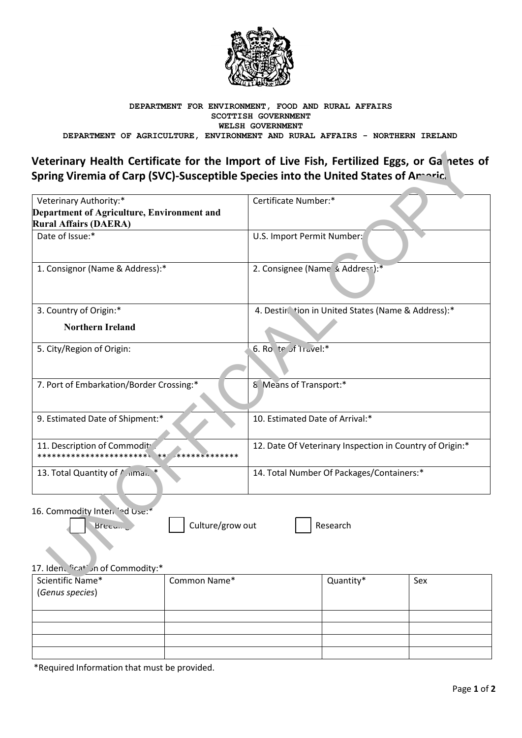DEPARTMENT FOR ENVIRONMENT, FOOD AND RURAL AFFAIRS
SCOTTISH GOVERNMENT
WELSH GOVERNMENT
DEPARTMENT OF AGRICULTURE, ENVIRONMENT AND RURAL AFFAIRS - NORTHERN IRELAND

## Veterinary Health Certificate for the Import of Live Fish, Fertilized Eggs, or Gametes of Spring Viremia of Carp (SVC)-Susceptible Species into the United States of America

UNOFFICIAL COPY

| | |
|---|---|
| Veterinary Authority:* **Department of Agriculture, Environment and Rural Affairs (DAERA)** | Certificate Number:* |
| Date of Issue:* | U.S. Import Permit Number: |
| 1. Consignor (Name & Address):* | 2. Consignee (Name & Address):* |
| 3. Country of Origin:* **Northern Ireland** | 4. Destination in United States (Name & Address):* |
| 5. City/Region of Origin: | 6. Route of Travel:* |
| 7. Port of Embarkation/Border Crossing:* | 8. Means of Transport:* |
| 9. Estimated Date of Shipment:* | 10. Estimated Date of Arrival:* |
| 11. Description of Commodity ****************************************** | 12. Date Of Veterinary Inspection in Country of Origin:* |
| 13. Total Quantity of Animals:* | 14. Total Number Of Packages/Containers:* |

16. Commodity Intended Use:*

☐ Breeding ☐ Culture/grow out ☐ Research

17. Identification of Commodity:*

| Scientific Name* (*Genus species*) | Common Name* | Quantity* | Sex |
|---|---|---|---|
| | | | |
| | | | |
| | | | |
| | | | |

*Required Information that must be provided.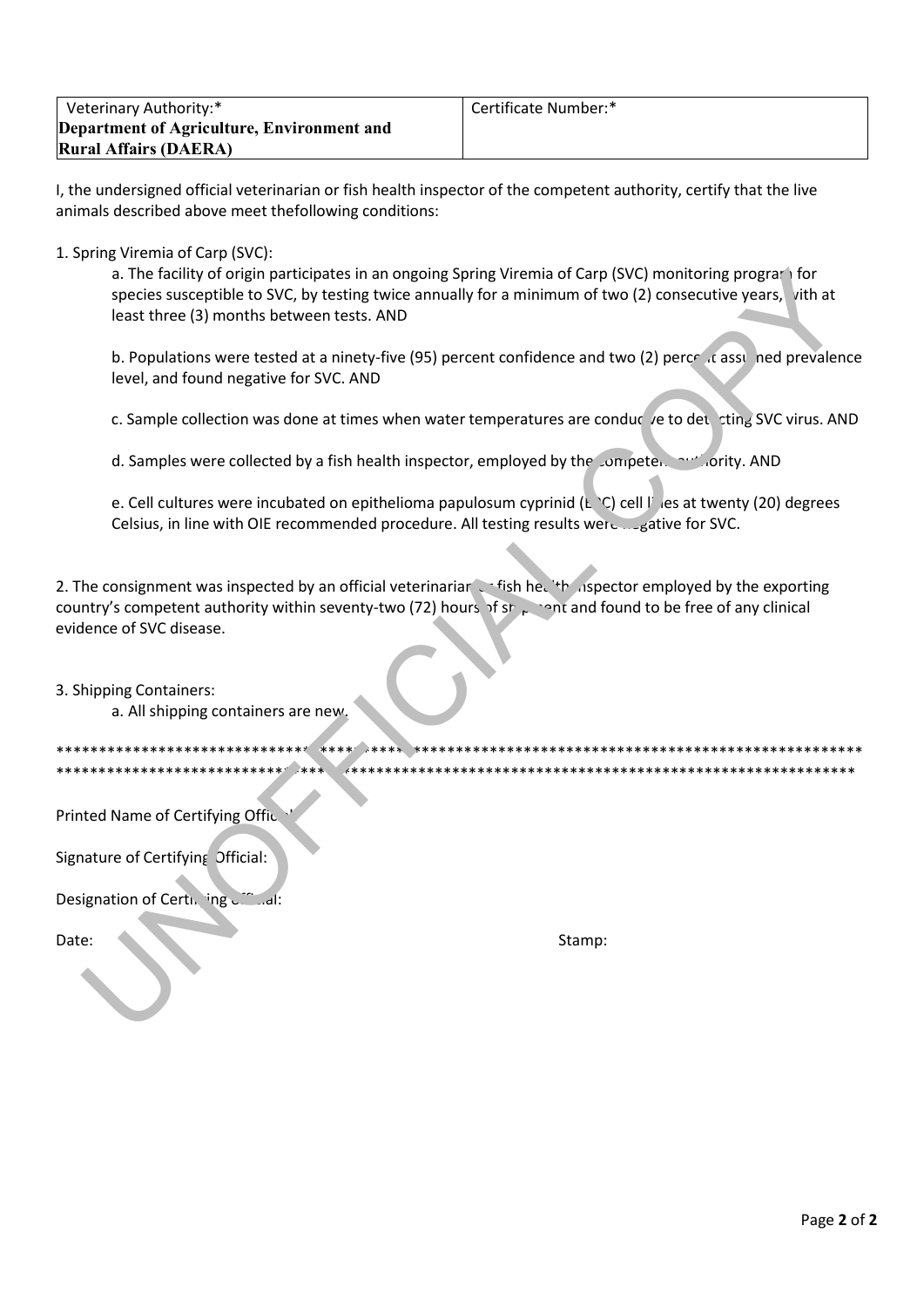| Veterinary Authority:* | Certificate Number:* |
| --- | --- |
| **Department of Agriculture, Environment and Rural Affairs (DAERA)** | |

I, the undersigned official veterinarian or fish health inspector of the competent authority, certify that the live animals described above meet thefollowing conditions:

1. Spring Viremia of Carp (SVC):

   a. The facility of origin participates in an ongoing Spring Viremia of Carp (SVC) monitoring program for species susceptible to SVC, by testing twice annually for a minimum of two (2) consecutive years, with at least three (3) months between tests. AND

   b. Populations were tested at a ninety-five (95) percent confidence and two (2) percent assumed prevalence level, and found negative for SVC. AND

   c. Sample collection was done at times when water temperatures are conducive to detecting SVC virus. AND

   d. Samples were collected by a fish health inspector, employed by the competent authority. AND

   e. Cell cultures were incubated on epithelioma papulosum cyprinid (EPC) cell lines at twenty (20) degrees Celsius, in line with OIE recommended procedure. All testing results were negative for SVC.

2. The consignment was inspected by an official veterinarian or fish health inspector employed by the exporting country's competent authority within seventy-two (72) hours of shipment and found to be free of any clinical evidence of SVC disease.

3. Shipping Containers:

   a. All shipping containers are new.

*****************************************************************************************************
*****************************************************************************************************

Printed Name of Certifying Official:

Signature of Certifying Official:

Designation of Certifying Official:

Date: Stamp: